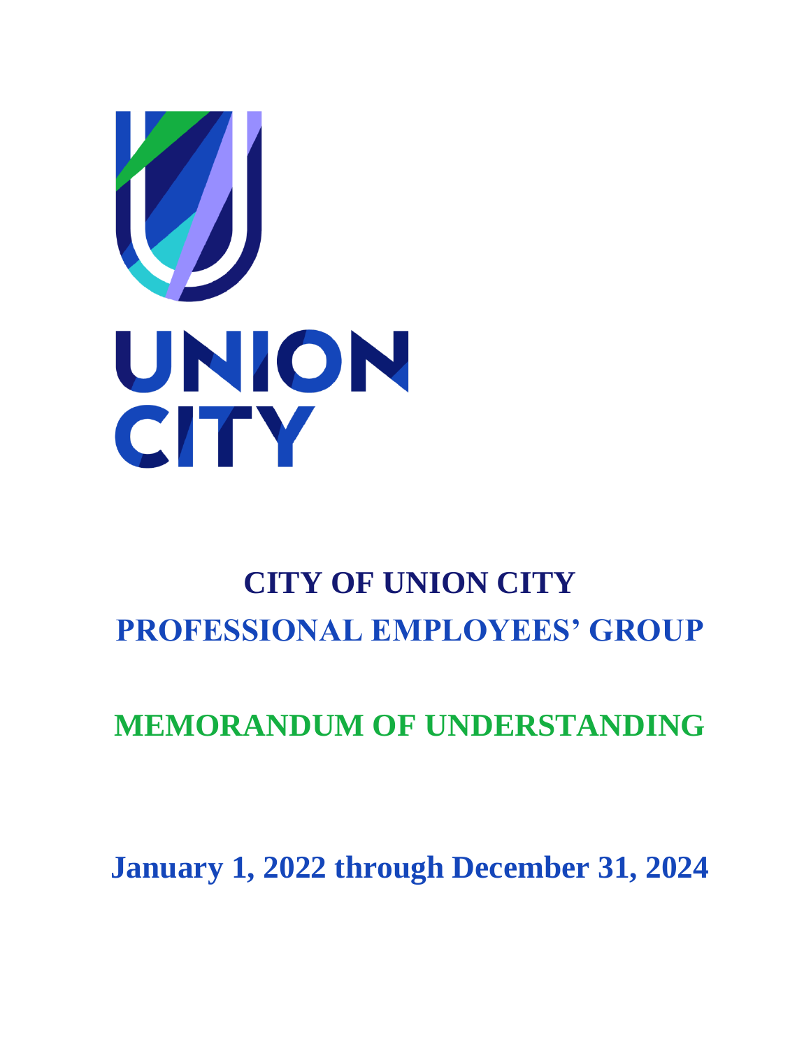UNION
CITY

# CITY OF UNION CITY

## PROFESSIONAL EMPLOYEES' GROUP

## MEMORANDUM OF UNDERSTANDING

## January 1, 2022 through December 31, 2024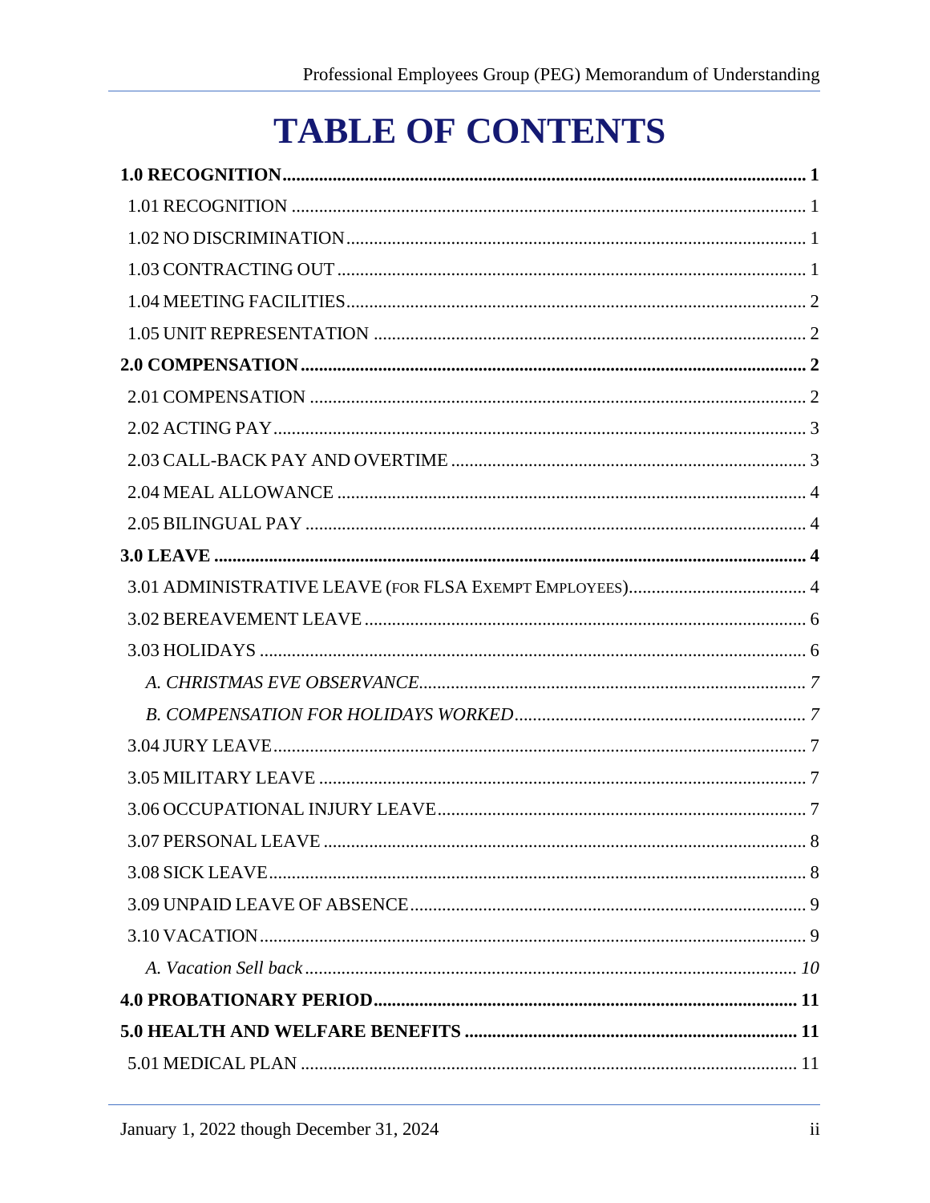# TABLE OF CONTENTS

**1.0 RECOGNITION** .......... **1**

1.01 RECOGNITION .......... 1

1.02 NO DISCRIMINATION .......... 1

1.03 CONTRACTING OUT .......... 1

1.04 MEETING FACILITIES .......... 2

1.05 UNIT REPRESENTATION .......... 2

**2.0 COMPENSATION** .......... **2**

2.01 COMPENSATION .......... 2

2.02 ACTING PAY .......... 3

2.03 CALL-BACK PAY AND OVERTIME .......... 3

2.04 MEAL ALLOWANCE .......... 4

2.05 BILINGUAL PAY .......... 4

**3.0 LEAVE** .......... **4**

3.01 ADMINISTRATIVE LEAVE (FOR FLSA EXEMPT EMPLOYEES) .......... 4

3.02 BEREAVEMENT LEAVE .......... 6

3.03 HOLIDAYS .......... 6

*A. CHRISTMAS EVE OBSERVANCE* .......... *7*

*B. COMPENSATION FOR HOLIDAYS WORKED* .......... *7*

3.04 JURY LEAVE .......... 7

3.05 MILITARY LEAVE .......... 7

3.06 OCCUPATIONAL INJURY LEAVE .......... 7

3.07 PERSONAL LEAVE .......... 8

3.08 SICK LEAVE .......... 8

3.09 UNPAID LEAVE OF ABSENCE .......... 9

3.10 VACATION .......... 9

*A. Vacation Sell back* .......... *10*

**4.0 PROBATIONARY PERIOD** .......... **11**

**5.0 HEALTH AND WELFARE BENEFITS** .......... **11**

5.01 MEDICAL PLAN .......... 11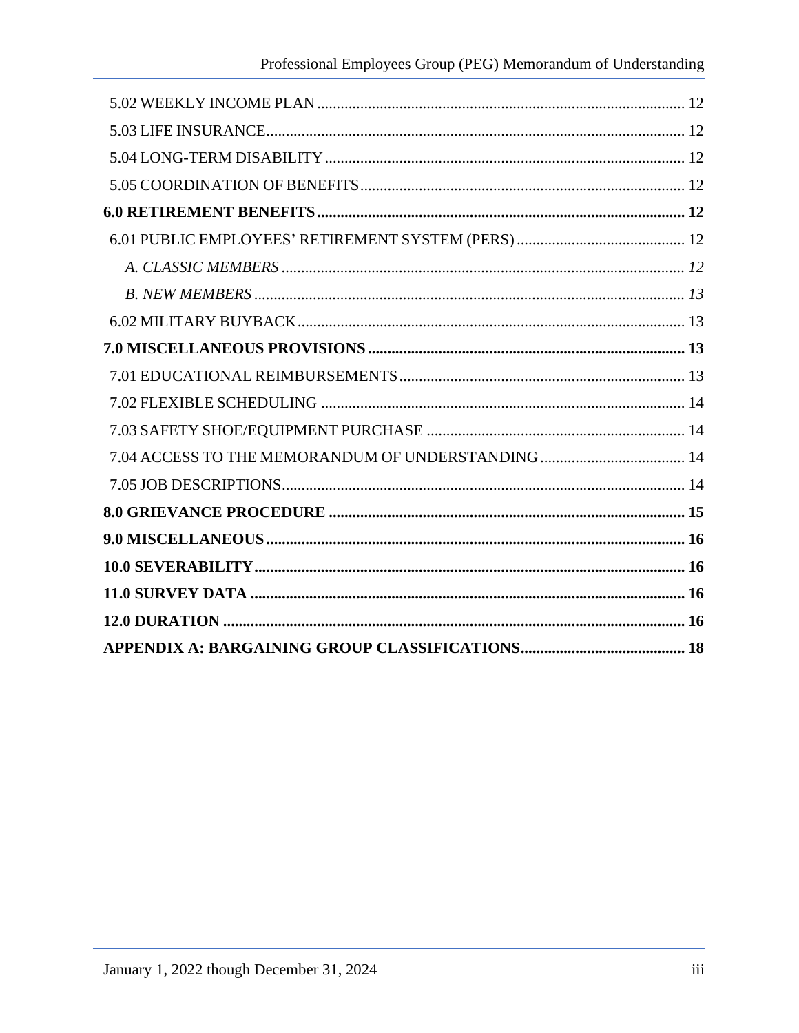5.02 WEEKLY INCOME PLAN ............................................................................................ 12
5.03 LIFE INSURANCE ........................................................................................................ 12
5.04 LONG-TERM DISABILITY ........................................................................................... 12
5.05 COORDINATION OF BENEFITS ................................................................................... 12

**6.0 RETIREMENT BENEFITS ............................................................................................. 12**

6.01 PUBLIC EMPLOYEES' RETIREMENT SYSTEM (PERS) ........................................... 12

*A. CLASSIC MEMBERS ..................................................................................................... 12*

*B. NEW MEMBERS ............................................................................................................ 13*

6.02 MILITARY BUYBACK .................................................................................................. 13

**7.0 MISCELLANEOUS PROVISIONS ................................................................................. 13**

7.01 EDUCATIONAL REIMBURSEMENTS ........................................................................ 13
7.02 FLEXIBLE SCHEDULING ............................................................................................ 14
7.03 SAFETY SHOE/EQUIPMENT PURCHASE .................................................................. 14
7.04 ACCESS TO THE MEMORANDUM OF UNDERSTANDING ..................................... 14
7.05 JOB DESCRIPTIONS ..................................................................................................... 14

**8.0 GRIEVANCE PROCEDURE .......................................................................................... 15**

**9.0 MISCELLANEOUS ......................................................................................................... 16**

**10.0 SEVERABILITY ............................................................................................................ 16**

**11.0 SURVEY DATA ............................................................................................................. 16**

**12.0 DURATION ..................................................................................................................... 16**

**APPENDIX A: BARGAINING GROUP CLASSIFICATIONS ......................................... 18**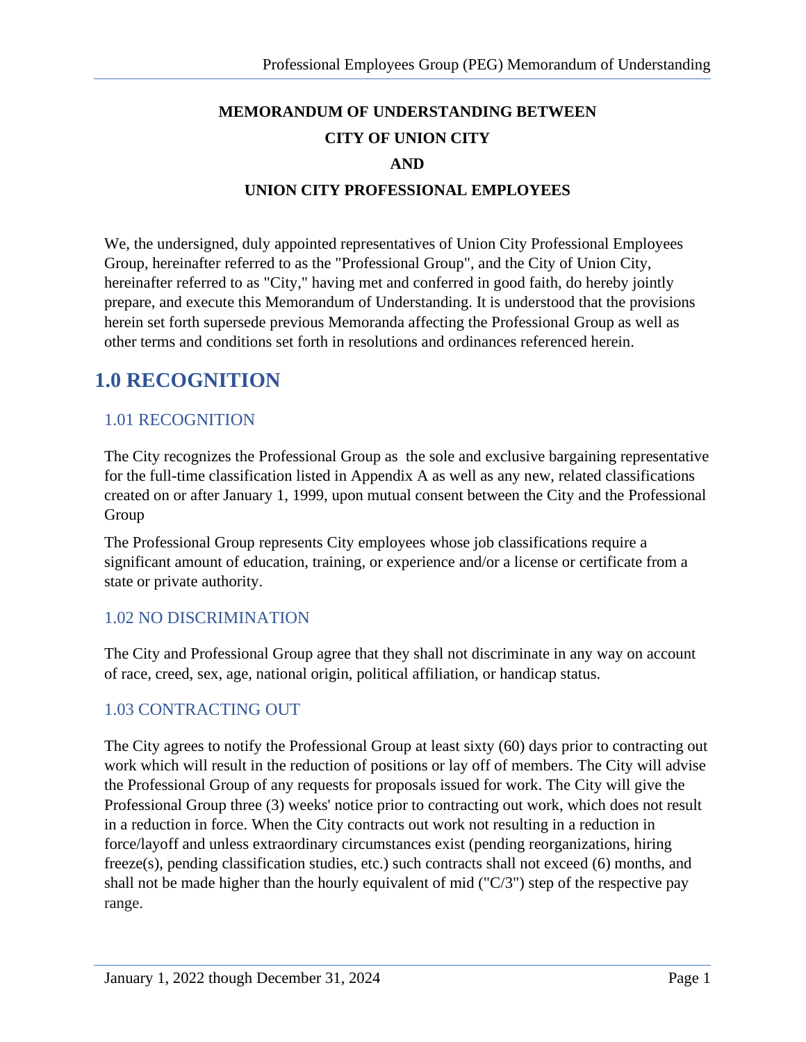**MEMORANDUM OF UNDERSTANDING BETWEEN**

**CITY OF UNION CITY**

**AND**

**UNION CITY PROFESSIONAL EMPLOYEES**

We, the undersigned, duly appointed representatives of Union City Professional Employees Group, hereinafter referred to as the "Professional Group", and the City of Union City, hereinafter referred to as "City," having met and conferred in good faith, do hereby jointly prepare, and execute this Memorandum of Understanding. It is understood that the provisions herein set forth supersede previous Memoranda affecting the Professional Group as well as other terms and conditions set forth in resolutions and ordinances referenced herein.

# 1.0 RECOGNITION

## 1.01 RECOGNITION

The City recognizes the Professional Group as the sole and exclusive bargaining representative for the full-time classification listed in Appendix A as well as any new, related classifications created on or after January 1, 1999, upon mutual consent between the City and the Professional Group

The Professional Group represents City employees whose job classifications require a significant amount of education, training, or experience and/or a license or certificate from a state or private authority.

## 1.02 NO DISCRIMINATION

The City and Professional Group agree that they shall not discriminate in any way on account of race, creed, sex, age, national origin, political affiliation, or handicap status.

## 1.03 CONTRACTING OUT

The City agrees to notify the Professional Group at least sixty (60) days prior to contracting out work which will result in the reduction of positions or lay off of members. The City will advise the Professional Group of any requests for proposals issued for work. The City will give the Professional Group three (3) weeks' notice prior to contracting out work, which does not result in a reduction in force. When the City contracts out work not resulting in a reduction in force/layoff and unless extraordinary circumstances exist (pending reorganizations, hiring freeze(s), pending classification studies, etc.) such contracts shall not exceed (6) months, and shall not be made higher than the hourly equivalent of mid ("C/3") step of the respective pay range.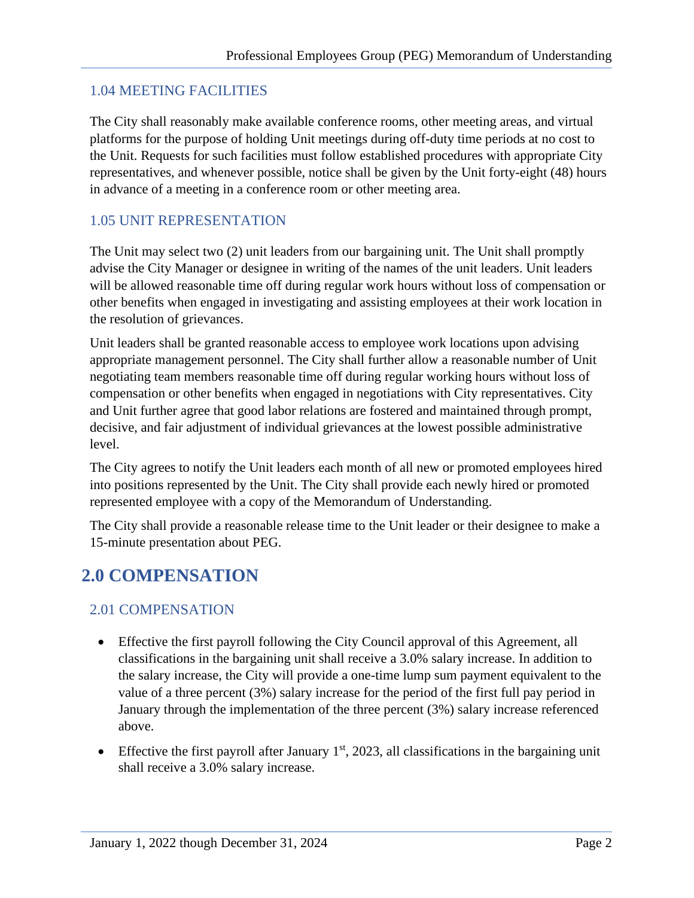### 1.04 MEETING FACILITIES

The City shall reasonably make available conference rooms, other meeting areas, and virtual platforms for the purpose of holding Unit meetings during off-duty time periods at no cost to the Unit. Requests for such facilities must follow established procedures with appropriate City representatives, and whenever possible, notice shall be given by the Unit forty-eight (48) hours in advance of a meeting in a conference room or other meeting area.

### 1.05 UNIT REPRESENTATION

The Unit may select two (2) unit leaders from our bargaining unit. The Unit shall promptly advise the City Manager or designee in writing of the names of the unit leaders. Unit leaders will be allowed reasonable time off during regular work hours without loss of compensation or other benefits when engaged in investigating and assisting employees at their work location in the resolution of grievances.

Unit leaders shall be granted reasonable access to employee work locations upon advising appropriate management personnel. The City shall further allow a reasonable number of Unit negotiating team members reasonable time off during regular working hours without loss of compensation or other benefits when engaged in negotiations with City representatives. City and Unit further agree that good labor relations are fostered and maintained through prompt, decisive, and fair adjustment of individual grievances at the lowest possible administrative level.

The City agrees to notify the Unit leaders each month of all new or promoted employees hired into positions represented by the Unit. The City shall provide each newly hired or promoted represented employee with a copy of the Memorandum of Understanding.

The City shall provide a reasonable release time to the Unit leader or their designee to make a 15-minute presentation about PEG.

## 2.0 COMPENSATION

### 2.01 COMPENSATION

- Effective the first payroll following the City Council approval of this Agreement, all classifications in the bargaining unit shall receive a 3.0% salary increase. In addition to the salary increase, the City will provide a one-time lump sum payment equivalent to the value of a three percent (3%) salary increase for the period of the first full pay period in January through the implementation of the three percent (3%) salary increase referenced above.
- Effective the first payroll after January 1st, 2023, all classifications in the bargaining unit shall receive a 3.0% salary increase.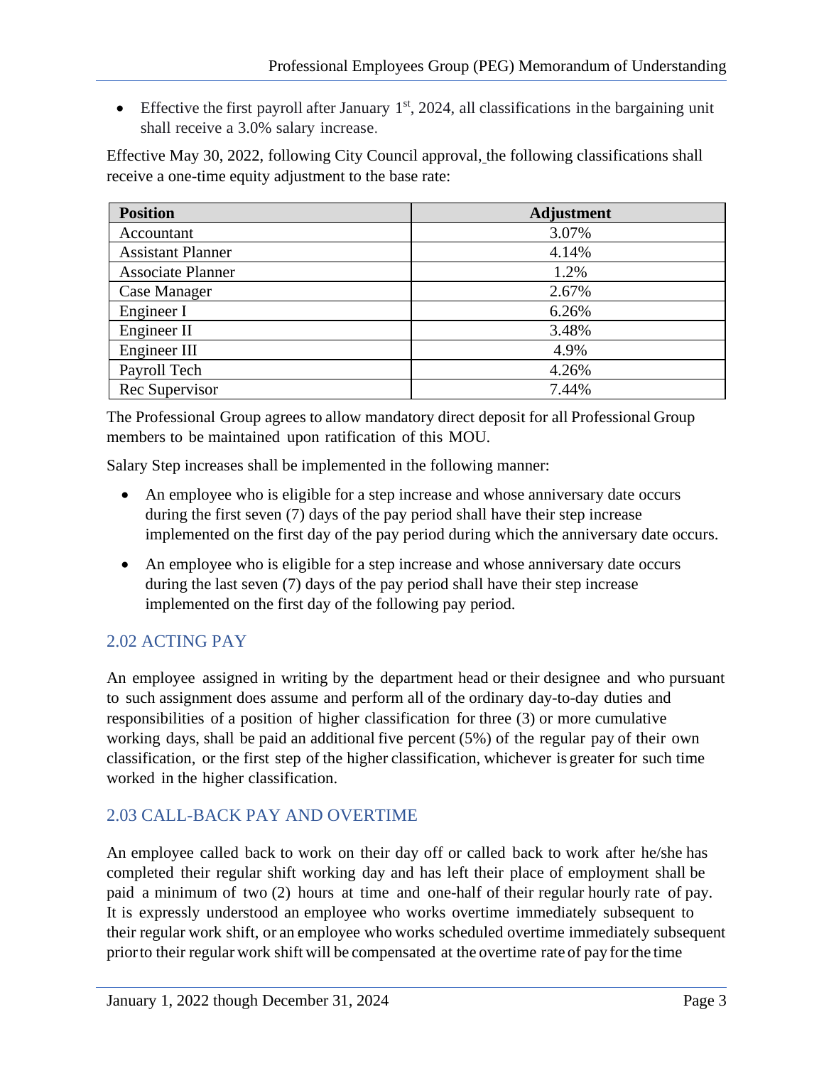- Effective the first payroll after January 1st, 2024, all classifications in the bargaining unit shall receive a 3.0% salary increase.

Effective May 30, 2022, following City Council approval, the following classifications shall receive a one-time equity adjustment to the base rate:

| Position | Adjustment |
| --- | --- |
| Accountant | 3.07% |
| Assistant Planner | 4.14% |
| Associate Planner | 1.2% |
| Case Manager | 2.67% |
| Engineer I | 6.26% |
| Engineer II | 3.48% |
| Engineer III | 4.9% |
| Payroll Tech | 4.26% |
| Rec Supervisor | 7.44% |

The Professional Group agrees to allow mandatory direct deposit for all Professional Group members to be maintained upon ratification of this MOU.

Salary Step increases shall be implemented in the following manner:

- An employee who is eligible for a step increase and whose anniversary date occurs during the first seven (7) days of the pay period shall have their step increase implemented on the first day of the pay period during which the anniversary date occurs.
- An employee who is eligible for a step increase and whose anniversary date occurs during the last seven (7) days of the pay period shall have their step increase implemented on the first day of the following pay period.

## 2.02 ACTING PAY

An employee assigned in writing by the department head or their designee and who pursuant to such assignment does assume and perform all of the ordinary day-to-day duties and responsibilities of a position of higher classification for three (3) or more cumulative working days, shall be paid an additional five percent (5%) of the regular pay of their own classification, or the first step of the higher classification, whichever is greater for such time worked in the higher classification.

## 2.03 CALL-BACK PAY AND OVERTIME

An employee called back to work on their day off or called back to work after he/she has completed their regular shift working day and has left their place of employment shall be paid a minimum of two (2) hours at time and one-half of their regular hourly rate of pay. It is expressly understood an employee who works overtime immediately subsequent to their regular work shift, or an employee who works scheduled overtime immediately subsequent prior to their regular work shift will be compensated at the overtime rate of pay for the time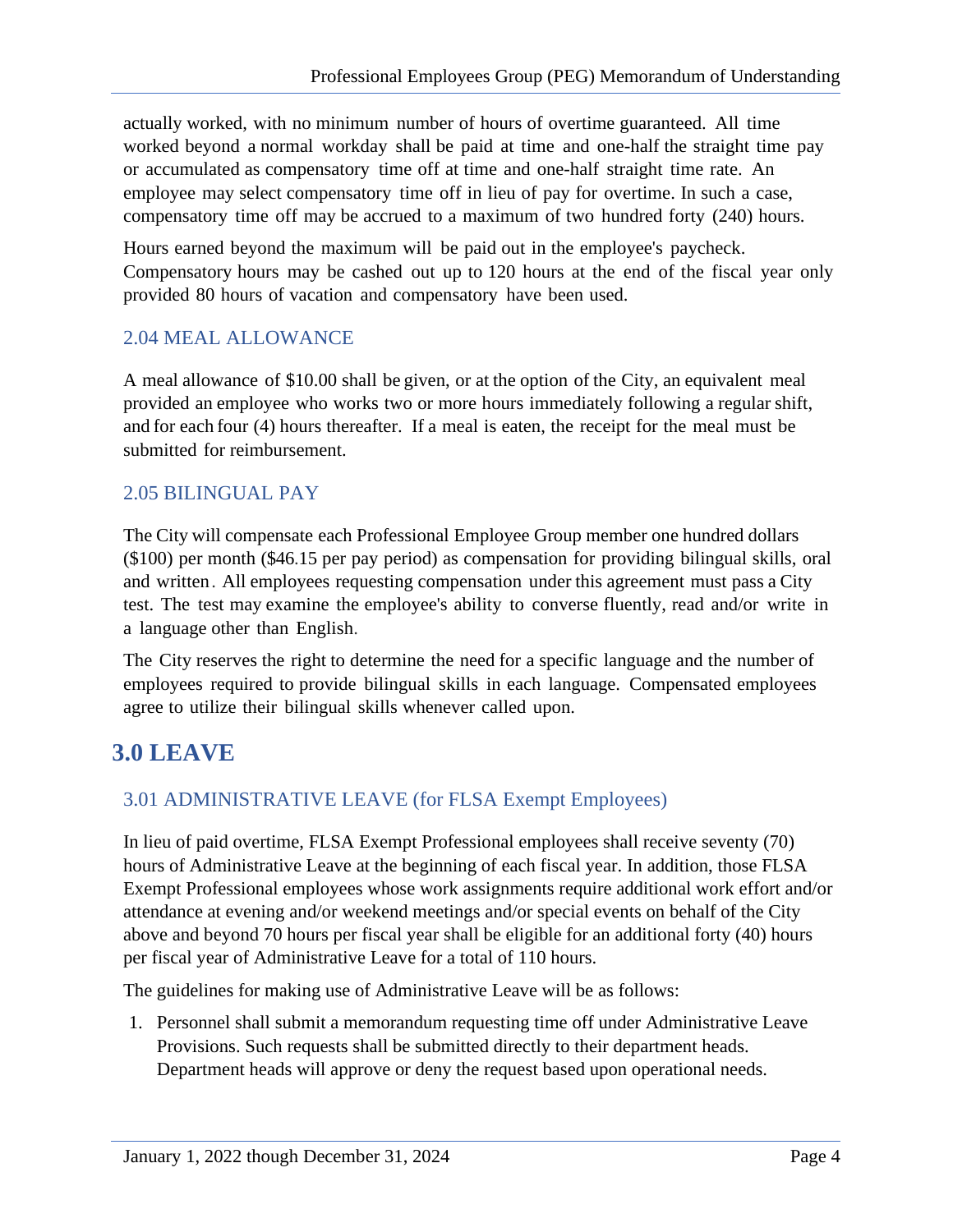actually worked, with no minimum number of hours of overtime guaranteed. All time worked beyond a normal workday shall be paid at time and one-half the straight time pay or accumulated as compensatory time off at time and one-half straight time rate. An employee may select compensatory time off in lieu of pay for overtime. In such a case, compensatory time off may be accrued to a maximum of two hundred forty (240) hours.

Hours earned beyond the maximum will be paid out in the employee's paycheck. Compensatory hours may be cashed out up to 120 hours at the end of the fiscal year only provided 80 hours of vacation and compensatory have been used.

### 2.04 MEAL ALLOWANCE

A meal allowance of $10.00 shall be given, or at the option of the City, an equivalent meal provided an employee who works two or more hours immediately following a regular shift, and for each four (4) hours thereafter. If a meal is eaten, the receipt for the meal must be submitted for reimbursement.

### 2.05 BILINGUAL PAY

The City will compensate each Professional Employee Group member one hundred dollars ($100) per month ($46.15 per pay period) as compensation for providing bilingual skills, oral and written. All employees requesting compensation under this agreement must pass a City test. The test may examine the employee's ability to converse fluently, read and/or write in a language other than English.

The City reserves the right to determine the need for a specific language and the number of employees required to provide bilingual skills in each language. Compensated employees agree to utilize their bilingual skills whenever called upon.

## 3.0 LEAVE

### 3.01 ADMINISTRATIVE LEAVE (for FLSA Exempt Employees)

In lieu of paid overtime, FLSA Exempt Professional employees shall receive seventy (70) hours of Administrative Leave at the beginning of each fiscal year. In addition, those FLSA Exempt Professional employees whose work assignments require additional work effort and/or attendance at evening and/or weekend meetings and/or special events on behalf of the City above and beyond 70 hours per fiscal year shall be eligible for an additional forty (40) hours per fiscal year of Administrative Leave for a total of 110 hours.

The guidelines for making use of Administrative Leave will be as follows:

1. Personnel shall submit a memorandum requesting time off under Administrative Leave Provisions. Such requests shall be submitted directly to their department heads. Department heads will approve or deny the request based upon operational needs.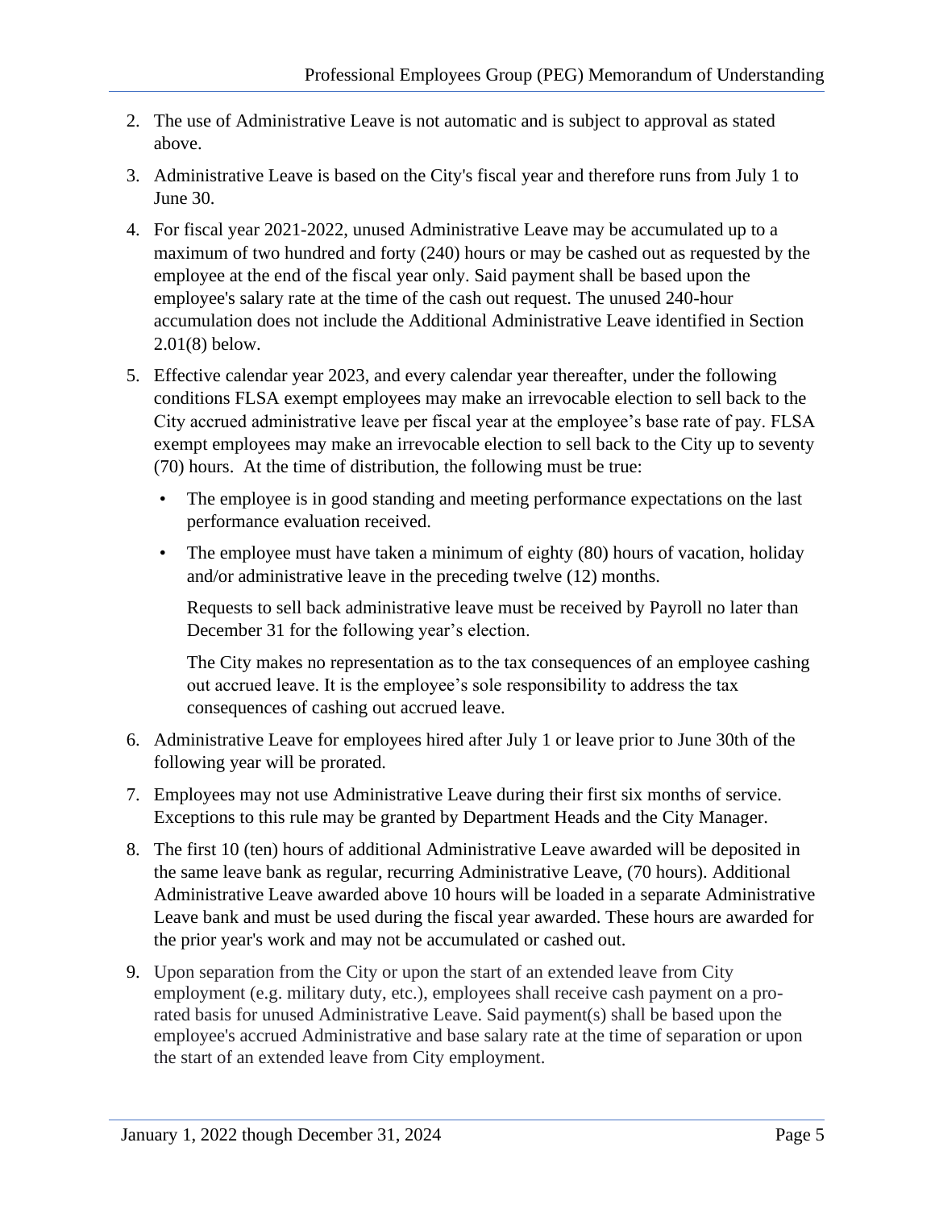2. The use of Administrative Leave is not automatic and is subject to approval as stated above.

3. Administrative Leave is based on the City's fiscal year and therefore runs from July 1 to June 30.

4. For fiscal year 2021-2022, unused Administrative Leave may be accumulated up to a maximum of two hundred and forty (240) hours or may be cashed out as requested by the employee at the end of the fiscal year only. Said payment shall be based upon the employee's salary rate at the time of the cash out request. The unused 240-hour accumulation does not include the Additional Administrative Leave identified in Section 2.01(8) below.

5. Effective calendar year 2023, and every calendar year thereafter, under the following conditions FLSA exempt employees may make an irrevocable election to sell back to the City accrued administrative leave per fiscal year at the employee's base rate of pay. FLSA exempt employees may make an irrevocable election to sell back to the City up to seventy (70) hours. At the time of distribution, the following must be true:

   - The employee is in good standing and meeting performance expectations on the last performance evaluation received.
   - The employee must have taken a minimum of eighty (80) hours of vacation, holiday and/or administrative leave in the preceding twelve (12) months.

   Requests to sell back administrative leave must be received by Payroll no later than December 31 for the following year's election.

   The City makes no representation as to the tax consequences of an employee cashing out accrued leave. It is the employee's sole responsibility to address the tax consequences of cashing out accrued leave.

6. Administrative Leave for employees hired after July 1 or leave prior to June 30th of the following year will be prorated.

7. Employees may not use Administrative Leave during their first six months of service. Exceptions to this rule may be granted by Department Heads and the City Manager.

8. The first 10 (ten) hours of additional Administrative Leave awarded will be deposited in the same leave bank as regular, recurring Administrative Leave, (70 hours). Additional Administrative Leave awarded above 10 hours will be loaded in a separate Administrative Leave bank and must be used during the fiscal year awarded. These hours are awarded for the prior year's work and may not be accumulated or cashed out.

9. Upon separation from the City or upon the start of an extended leave from City employment (e.g. military duty, etc.), employees shall receive cash payment on a pro-rated basis for unused Administrative Leave. Said payment(s) shall be based upon the employee's accrued Administrative and base salary rate at the time of separation or upon the start of an extended leave from City employment.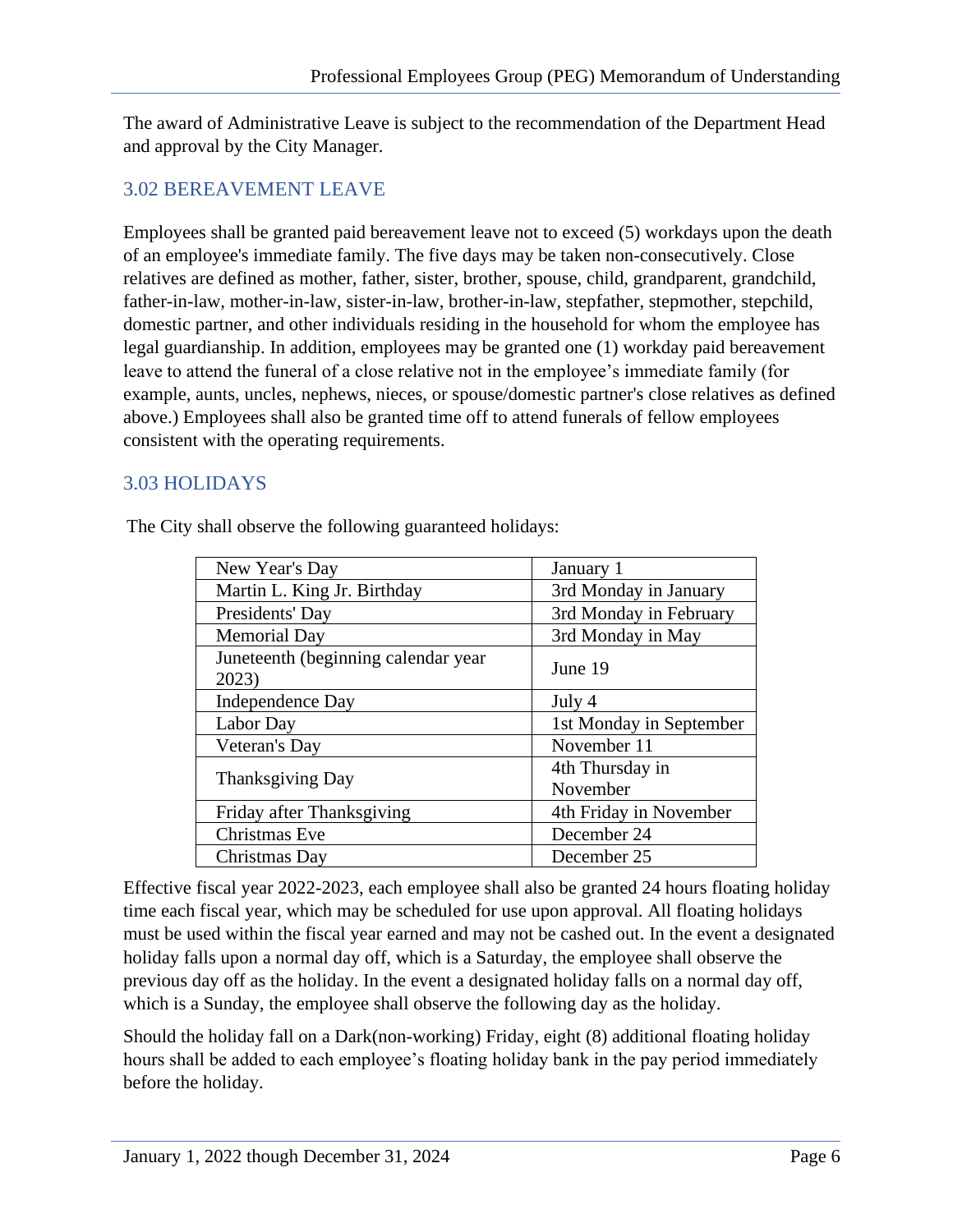The award of Administrative Leave is subject to the recommendation of the Department Head and approval by the City Manager.

## 3.02 BEREAVEMENT LEAVE

Employees shall be granted paid bereavement leave not to exceed (5) workdays upon the death of an employee's immediate family. The five days may be taken non-consecutively. Close relatives are defined as mother, father, sister, brother, spouse, child, grandparent, grandchild, father-in-law, mother-in-law, sister-in-law, brother-in-law, stepfather, stepmother, stepchild, domestic partner, and other individuals residing in the household for whom the employee has legal guardianship. In addition, employees may be granted one (1) workday paid bereavement leave to attend the funeral of a close relative not in the employee's immediate family (for example, aunts, uncles, nephews, nieces, or spouse/domestic partner's close relatives as defined above.) Employees shall also be granted time off to attend funerals of fellow employees consistent with the operating requirements.

## 3.03 HOLIDAYS

The City shall observe the following guaranteed holidays:

| | |
|---|---|
| New Year's Day | January 1 |
| Martin L. King Jr. Birthday | 3rd Monday in January |
| Presidents' Day | 3rd Monday in February |
| Memorial Day | 3rd Monday in May |
| Juneteenth (beginning calendar year 2023) | June 19 |
| Independence Day | July 4 |
| Labor Day | 1st Monday in September |
| Veteran's Day | November 11 |
| Thanksgiving Day | 4th Thursday in November |
| Friday after Thanksgiving | 4th Friday in November |
| Christmas Eve | December 24 |
| Christmas Day | December 25 |

Effective fiscal year 2022-2023, each employee shall also be granted 24 hours floating holiday time each fiscal year, which may be scheduled for use upon approval. All floating holidays must be used within the fiscal year earned and may not be cashed out. In the event a designated holiday falls upon a normal day off, which is a Saturday, the employee shall observe the previous day off as the holiday. In the event a designated holiday falls on a normal day off, which is a Sunday, the employee shall observe the following day as the holiday.

Should the holiday fall on a Dark(non-working) Friday, eight (8) additional floating holiday hours shall be added to each employee's floating holiday bank in the pay period immediately before the holiday.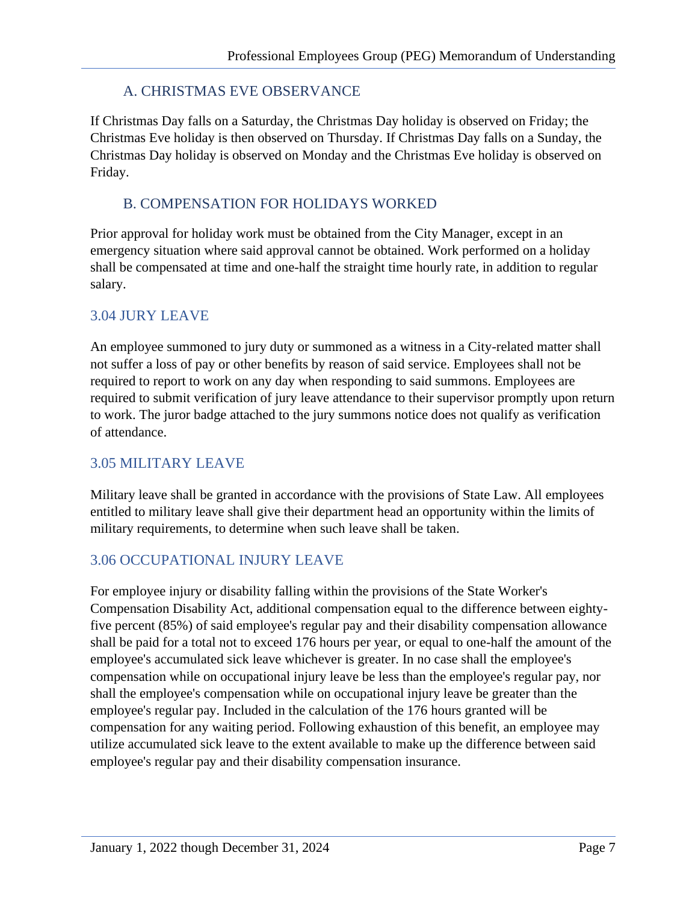### A. CHRISTMAS EVE OBSERVANCE

If Christmas Day falls on a Saturday, the Christmas Day holiday is observed on Friday; the Christmas Eve holiday is then observed on Thursday. If Christmas Day falls on a Sunday, the Christmas Day holiday is observed on Monday and the Christmas Eve holiday is observed on Friday.

### B. COMPENSATION FOR HOLIDAYS WORKED

Prior approval for holiday work must be obtained from the City Manager, except in an emergency situation where said approval cannot be obtained. Work performed on a holiday shall be compensated at time and one-half the straight time hourly rate, in addition to regular salary.

## 3.04 JURY LEAVE

An employee summoned to jury duty or summoned as a witness in a City-related matter shall not suffer a loss of pay or other benefits by reason of said service. Employees shall not be required to report to work on any day when responding to said summons. Employees are required to submit verification of jury leave attendance to their supervisor promptly upon return to work. The juror badge attached to the jury summons notice does not qualify as verification of attendance.

## 3.05 MILITARY LEAVE

Military leave shall be granted in accordance with the provisions of State Law. All employees entitled to military leave shall give their department head an opportunity within the limits of military requirements, to determine when such leave shall be taken.

## 3.06 OCCUPATIONAL INJURY LEAVE

For employee injury or disability falling within the provisions of the State Worker's Compensation Disability Act, additional compensation equal to the difference between eighty-five percent (85%) of said employee's regular pay and their disability compensation allowance shall be paid for a total not to exceed 176 hours per year, or equal to one-half the amount of the employee's accumulated sick leave whichever is greater. In no case shall the employee's compensation while on occupational injury leave be less than the employee's regular pay, nor shall the employee's compensation while on occupational injury leave be greater than the employee's regular pay. Included in the calculation of the 176 hours granted will be compensation for any waiting period. Following exhaustion of this benefit, an employee may utilize accumulated sick leave to the extent available to make up the difference between said employee's regular pay and their disability compensation insurance.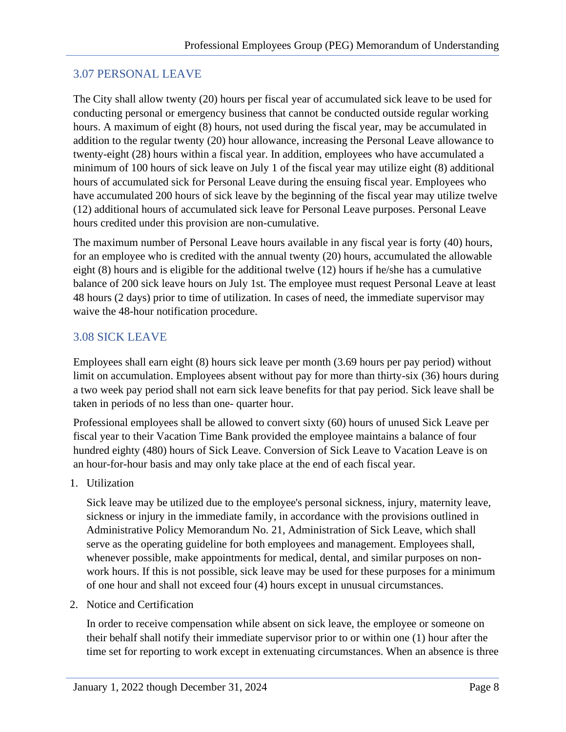## 3.07 PERSONAL LEAVE

The City shall allow twenty (20) hours per fiscal year of accumulated sick leave to be used for conducting personal or emergency business that cannot be conducted outside regular working hours. A maximum of eight (8) hours, not used during the fiscal year, may be accumulated in addition to the regular twenty (20) hour allowance, increasing the Personal Leave allowance to twenty-eight (28) hours within a fiscal year. In addition, employees who have accumulated a minimum of 100 hours of sick leave on July 1 of the fiscal year may utilize eight (8) additional hours of accumulated sick for Personal Leave during the ensuing fiscal year. Employees who have accumulated 200 hours of sick leave by the beginning of the fiscal year may utilize twelve (12) additional hours of accumulated sick leave for Personal Leave purposes. Personal Leave hours credited under this provision are non-cumulative.

The maximum number of Personal Leave hours available in any fiscal year is forty (40) hours, for an employee who is credited with the annual twenty (20) hours, accumulated the allowable eight (8) hours and is eligible for the additional twelve (12) hours if he/she has a cumulative balance of 200 sick leave hours on July 1st. The employee must request Personal Leave at least 48 hours (2 days) prior to time of utilization. In cases of need, the immediate supervisor may waive the 48-hour notification procedure.

## 3.08 SICK LEAVE

Employees shall earn eight (8) hours sick leave per month (3.69 hours per pay period) without limit on accumulation. Employees absent without pay for more than thirty-six (36) hours during a two week pay period shall not earn sick leave benefits for that pay period. Sick leave shall be taken in periods of no less than one- quarter hour.

Professional employees shall be allowed to convert sixty (60) hours of unused Sick Leave per fiscal year to their Vacation Time Bank provided the employee maintains a balance of four hundred eighty (480) hours of Sick Leave. Conversion of Sick Leave to Vacation Leave is on an hour-for-hour basis and may only take place at the end of each fiscal year.

1. Utilization

   Sick leave may be utilized due to the employee's personal sickness, injury, maternity leave, sickness or injury in the immediate family, in accordance with the provisions outlined in Administrative Policy Memorandum No. 21, Administration of Sick Leave, which shall serve as the operating guideline for both employees and management. Employees shall, whenever possible, make appointments for medical, dental, and similar purposes on non-work hours. If this is not possible, sick leave may be used for these purposes for a minimum of one hour and shall not exceed four (4) hours except in unusual circumstances.

2. Notice and Certification

   In order to receive compensation while absent on sick leave, the employee or someone on their behalf shall notify their immediate supervisor prior to or within one (1) hour after the time set for reporting to work except in extenuating circumstances. When an absence is three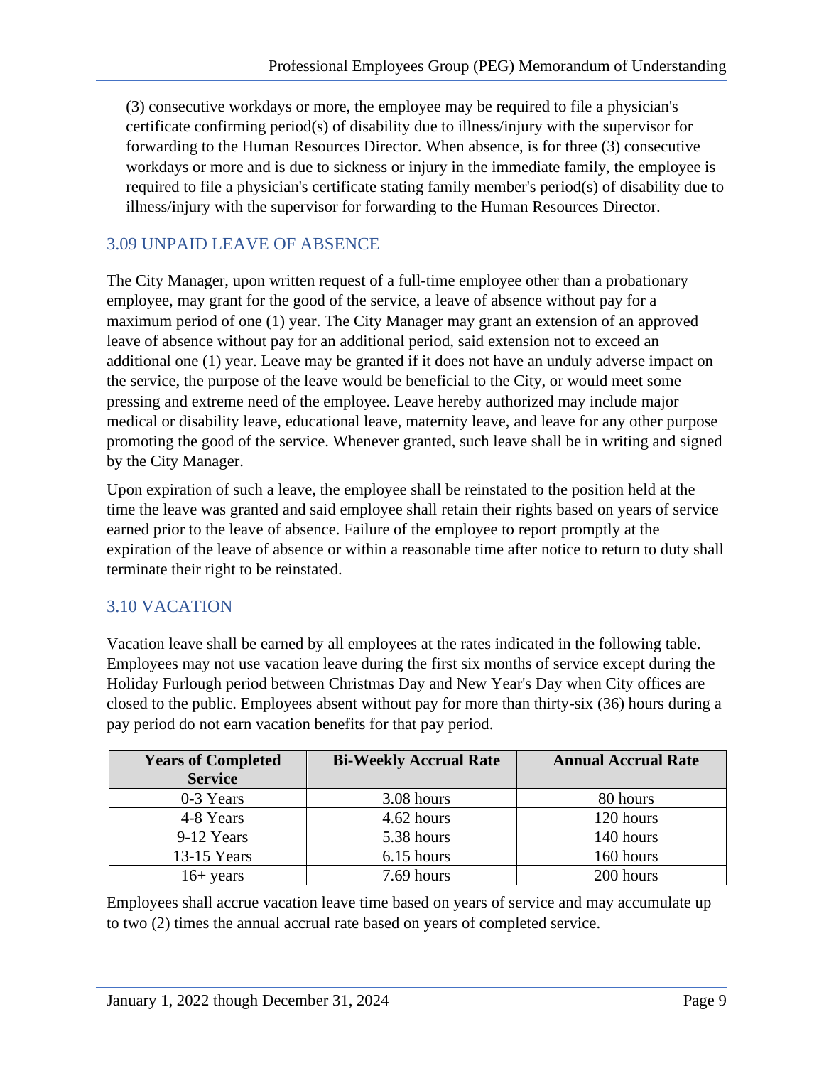(3) consecutive workdays or more, the employee may be required to file a physician's certificate confirming period(s) of disability due to illness/injury with the supervisor for forwarding to the Human Resources Director. When absence, is for three (3) consecutive workdays or more and is due to sickness or injury in the immediate family, the employee is required to file a physician's certificate stating family member's period(s) of disability due to illness/injury with the supervisor for forwarding to the Human Resources Director.

## 3.09 UNPAID LEAVE OF ABSENCE

The City Manager, upon written request of a full-time employee other than a probationary employee, may grant for the good of the service, a leave of absence without pay for a maximum period of one (1) year. The City Manager may grant an extension of an approved leave of absence without pay for an additional period, said extension not to exceed an additional one (1) year. Leave may be granted if it does not have an unduly adverse impact on the service, the purpose of the leave would be beneficial to the City, or would meet some pressing and extreme need of the employee. Leave hereby authorized may include major medical or disability leave, educational leave, maternity leave, and leave for any other purpose promoting the good of the service. Whenever granted, such leave shall be in writing and signed by the City Manager.

Upon expiration of such a leave, the employee shall be reinstated to the position held at the time the leave was granted and said employee shall retain their rights based on years of service earned prior to the leave of absence. Failure of the employee to report promptly at the expiration of the leave of absence or within a reasonable time after notice to return to duty shall terminate their right to be reinstated.

## 3.10 VACATION

Vacation leave shall be earned by all employees at the rates indicated in the following table. Employees may not use vacation leave during the first six months of service except during the Holiday Furlough period between Christmas Day and New Year's Day when City offices are closed to the public. Employees absent without pay for more than thirty-six (36) hours during a pay period do not earn vacation benefits for that pay period.

| Years of Completed Service | Bi-Weekly Accrual Rate | Annual Accrual Rate |
|---|---|---|
| 0-3 Years | 3.08 hours | 80 hours |
| 4-8 Years | 4.62 hours | 120 hours |
| 9-12 Years | 5.38 hours | 140 hours |
| 13-15 Years | 6.15 hours | 160 hours |
| 16+ years | 7.69 hours | 200 hours |

Employees shall accrue vacation leave time based on years of service and may accumulate up to two (2) times the annual accrual rate based on years of completed service.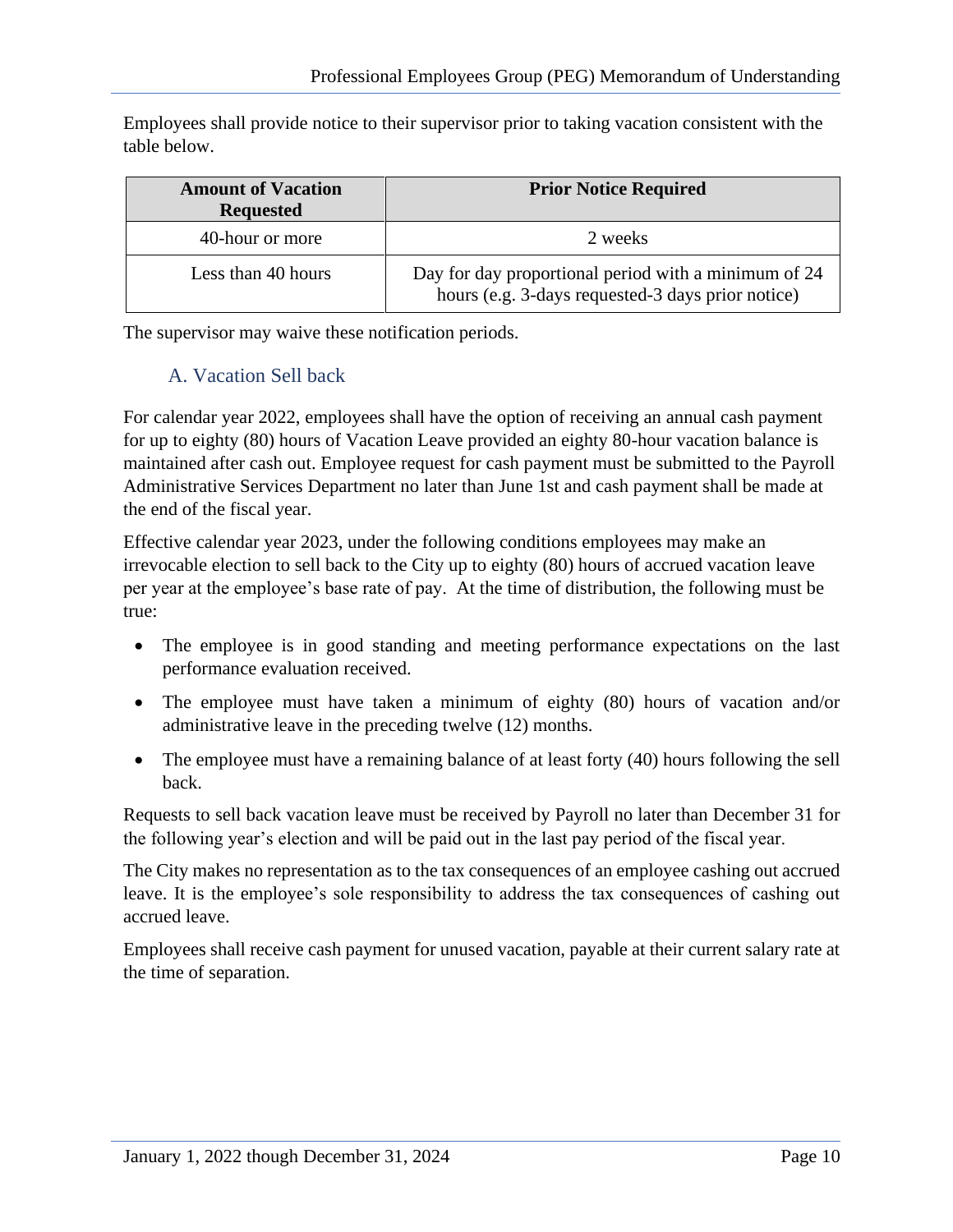Employees shall provide notice to their supervisor prior to taking vacation consistent with the table below.

| Amount of Vacation Requested | Prior Notice Required |
| --- | --- |
| 40-hour or more | 2 weeks |
| Less than 40 hours | Day for day proportional period with a minimum of 24 hours (e.g. 3-days requested-3 days prior notice) |

The supervisor may waive these notification periods.

### A. Vacation Sell back

For calendar year 2022, employees shall have the option of receiving an annual cash payment for up to eighty (80) hours of Vacation Leave provided an eighty 80-hour vacation balance is maintained after cash out. Employee request for cash payment must be submitted to the Payroll Administrative Services Department no later than June 1st and cash payment shall be made at the end of the fiscal year.

Effective calendar year 2023, under the following conditions employees may make an irrevocable election to sell back to the City up to eighty (80) hours of accrued vacation leave per year at the employee's base rate of pay. At the time of distribution, the following must be true:

- The employee is in good standing and meeting performance expectations on the last performance evaluation received.
- The employee must have taken a minimum of eighty (80) hours of vacation and/or administrative leave in the preceding twelve (12) months.
- The employee must have a remaining balance of at least forty (40) hours following the sell back.

Requests to sell back vacation leave must be received by Payroll no later than December 31 for the following year's election and will be paid out in the last pay period of the fiscal year.

The City makes no representation as to the tax consequences of an employee cashing out accrued leave. It is the employee's sole responsibility to address the tax consequences of cashing out accrued leave.

Employees shall receive cash payment for unused vacation, payable at their current salary rate at the time of separation.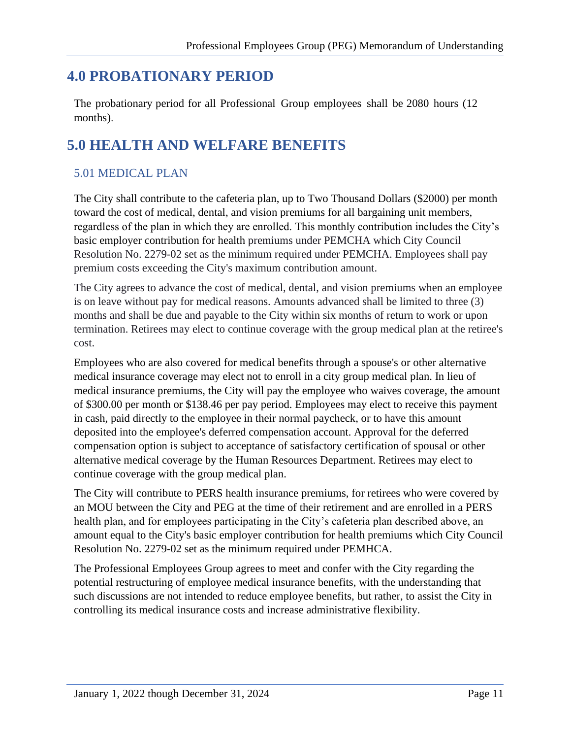# 4.0 PROBATIONARY PERIOD

The probationary period for all Professional Group employees shall be 2080 hours (12 months).

# 5.0 HEALTH AND WELFARE BENEFITS

## 5.01 MEDICAL PLAN

The City shall contribute to the cafeteria plan, up to Two Thousand Dollars ($2000) per month toward the cost of medical, dental, and vision premiums for all bargaining unit members, regardless of the plan in which they are enrolled. This monthly contribution includes the City's basic employer contribution for health premiums under PEMCHA which City Council Resolution No. 2279-02 set as the minimum required under PEMCHA. Employees shall pay premium costs exceeding the City's maximum contribution amount.

The City agrees to advance the cost of medical, dental, and vision premiums when an employee is on leave without pay for medical reasons. Amounts advanced shall be limited to three (3) months and shall be due and payable to the City within six months of return to work or upon termination. Retirees may elect to continue coverage with the group medical plan at the retiree's cost.

Employees who are also covered for medical benefits through a spouse's or other alternative medical insurance coverage may elect not to enroll in a city group medical plan. In lieu of medical insurance premiums, the City will pay the employee who waives coverage, the amount of $300.00 per month or $138.46 per pay period. Employees may elect to receive this payment in cash, paid directly to the employee in their normal paycheck, or to have this amount deposited into the employee's deferred compensation account. Approval for the deferred compensation option is subject to acceptance of satisfactory certification of spousal or other alternative medical coverage by the Human Resources Department. Retirees may elect to continue coverage with the group medical plan.

The City will contribute to PERS health insurance premiums, for retirees who were covered by an MOU between the City and PEG at the time of their retirement and are enrolled in a PERS health plan, and for employees participating in the City's cafeteria plan described above, an amount equal to the City's basic employer contribution for health premiums which City Council Resolution No. 2279-02 set as the minimum required under PEMHCA.

The Professional Employees Group agrees to meet and confer with the City regarding the potential restructuring of employee medical insurance benefits, with the understanding that such discussions are not intended to reduce employee benefits, but rather, to assist the City in controlling its medical insurance costs and increase administrative flexibility.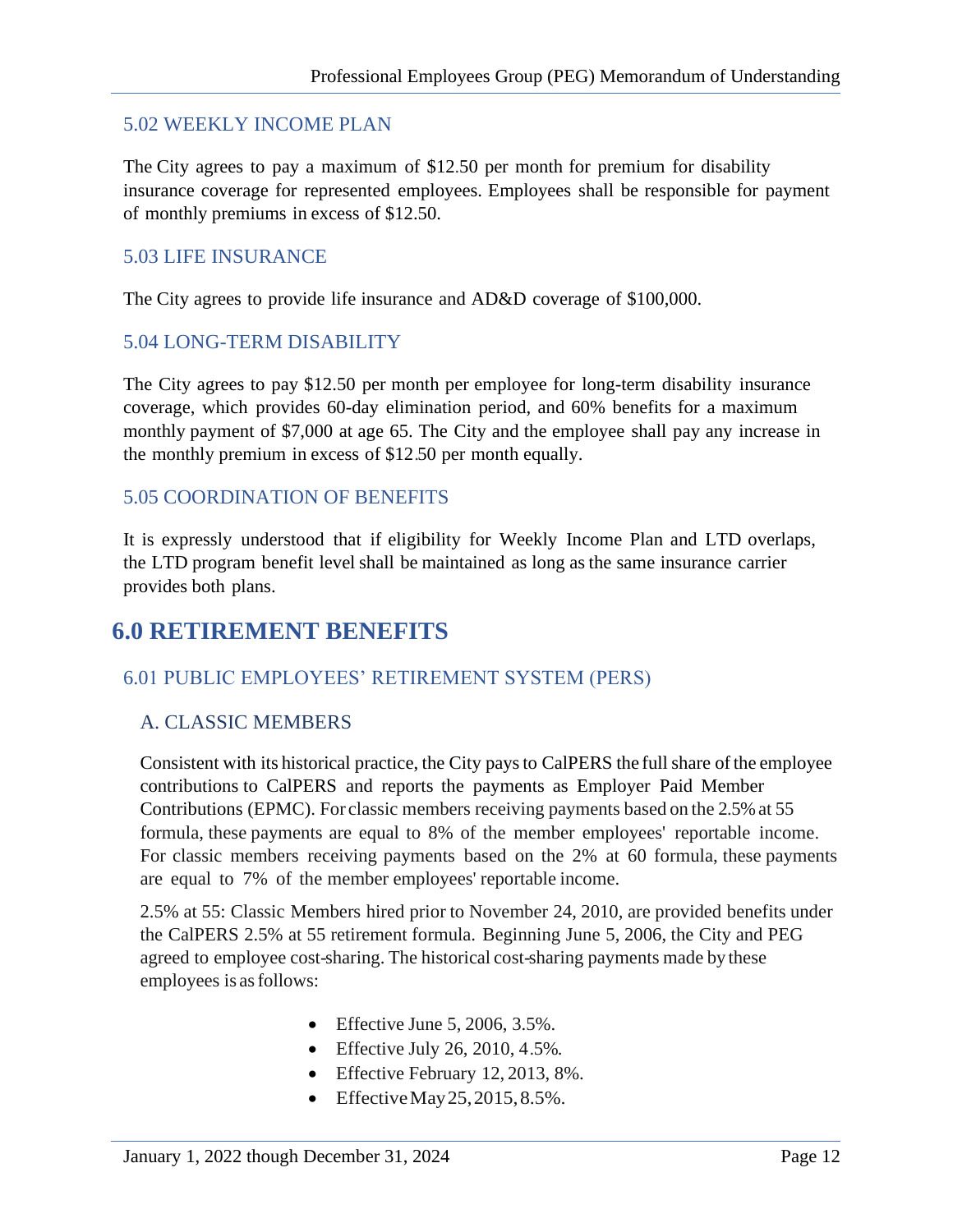### 5.02 WEEKLY INCOME PLAN

The City agrees to pay a maximum of $12.50 per month for premium for disability insurance coverage for represented employees. Employees shall be responsible for payment of monthly premiums in excess of $12.50.

### 5.03 LIFE INSURANCE

The City agrees to provide life insurance and AD&D coverage of $100,000.

### 5.04 LONG-TERM DISABILITY

The City agrees to pay $12.50 per month per employee for long-term disability insurance coverage, which provides 60-day elimination period, and 60% benefits for a maximum monthly payment of $7,000 at age 65. The City and the employee shall pay any increase in the monthly premium in excess of $12.50 per month equally.

### 5.05 COORDINATION OF BENEFITS

It is expressly understood that if eligibility for Weekly Income Plan and LTD overlaps, the LTD program benefit level shall be maintained as long as the same insurance carrier provides both plans.

## 6.0 RETIREMENT BENEFITS

### 6.01 PUBLIC EMPLOYEES' RETIREMENT SYSTEM (PERS)

#### A. CLASSIC MEMBERS

Consistent with its historical practice, the City pays to CalPERS the full share of the employee contributions to CalPERS and reports the payments as Employer Paid Member Contributions (EPMC). For classic members receiving payments based on the 2.5% at 55 formula, these payments are equal to 8% of the member employees' reportable income. For classic members receiving payments based on the 2% at 60 formula, these payments are equal to 7% of the member employees' reportable income.

2.5% at 55: Classic Members hired prior to November 24, 2010, are provided benefits under the CalPERS 2.5% at 55 retirement formula. Beginning June 5, 2006, the City and PEG agreed to employee cost-sharing. The historical cost-sharing payments made by these employees is as follows:

- Effective June 5, 2006, 3.5%.
- Effective July 26, 2010, 4.5%.
- Effective February 12, 2013, 8%.
- Effective May 25, 2015, 8.5%.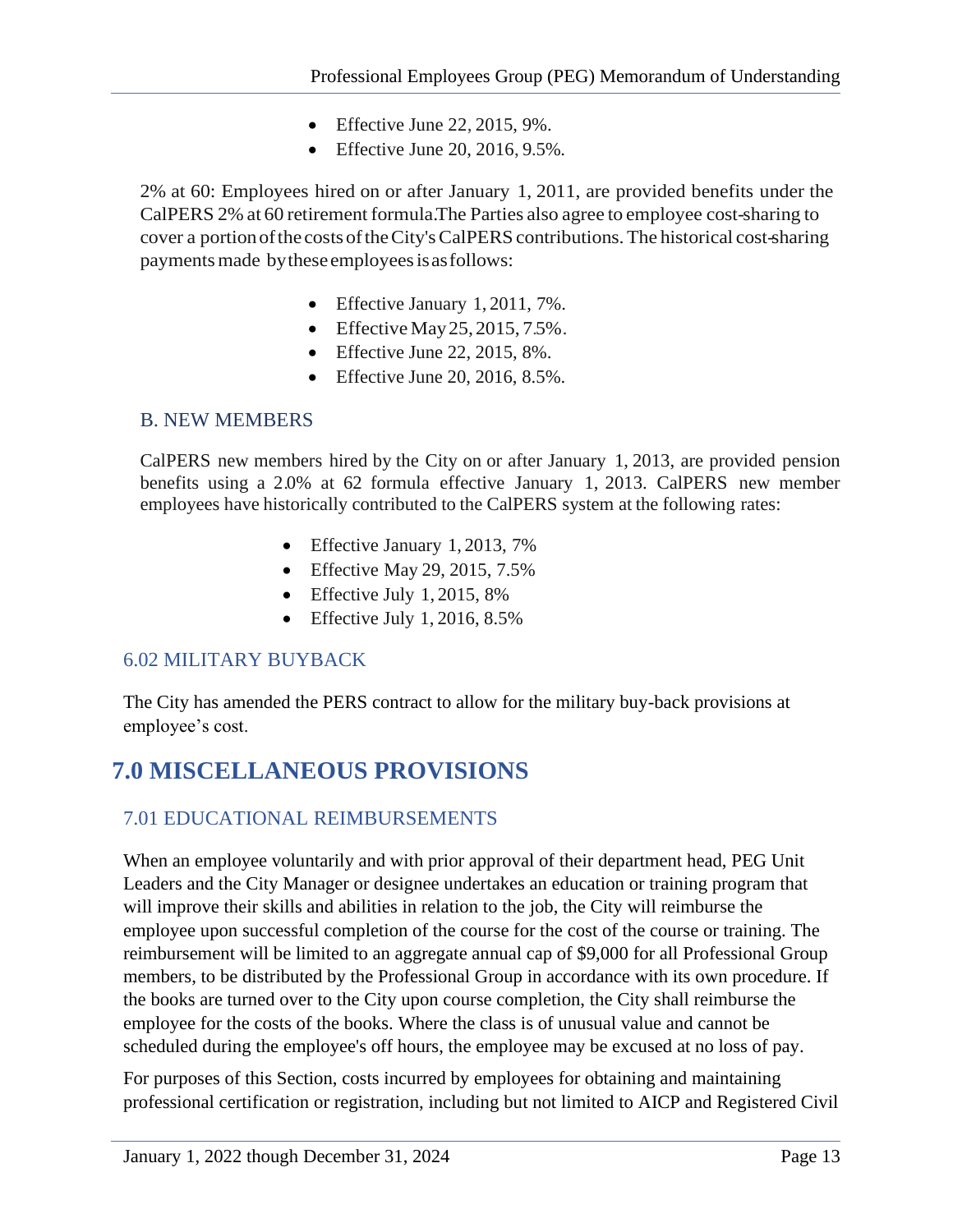- Effective June 22, 2015, 9%.
- Effective June 20, 2016, 9.5%.

2% at 60: Employees hired on or after January 1, 2011, are provided benefits under the CalPERS 2% at 60 retirement formula.The Parties also agree to employee cost-sharing to cover a portion of the costs of the City's CalPERS contributions. The historical cost-sharing payments made by these employees is as follows:

- Effective January 1, 2011, 7%.
- Effective May 25, 2015, 7.5%.
- Effective June 22, 2015, 8%.
- Effective June 20, 2016, 8.5%.

### B. NEW MEMBERS

CalPERS new members hired by the City on or after January 1, 2013, are provided pension benefits using a 2.0% at 62 formula effective January 1, 2013. CalPERS new member employees have historically contributed to the CalPERS system at the following rates:

- Effective January 1, 2013, 7%
- Effective May 29, 2015, 7.5%
- Effective July 1, 2015, 8%
- Effective July 1, 2016, 8.5%

## 6.02 MILITARY BUYBACK

The City has amended the PERS contract to allow for the military buy-back provisions at employee's cost.

# 7.0 MISCELLANEOUS PROVISIONS

## 7.01 EDUCATIONAL REIMBURSEMENTS

When an employee voluntarily and with prior approval of their department head, PEG Unit Leaders and the City Manager or designee undertakes an education or training program that will improve their skills and abilities in relation to the job, the City will reimburse the employee upon successful completion of the course for the cost of the course or training. The reimbursement will be limited to an aggregate annual cap of $9,000 for all Professional Group members, to be distributed by the Professional Group in accordance with its own procedure. If the books are turned over to the City upon course completion, the City shall reimburse the employee for the costs of the books. Where the class is of unusual value and cannot be scheduled during the employee's off hours, the employee may be excused at no loss of pay.

For purposes of this Section, costs incurred by employees for obtaining and maintaining professional certification or registration, including but not limited to AICP and Registered Civil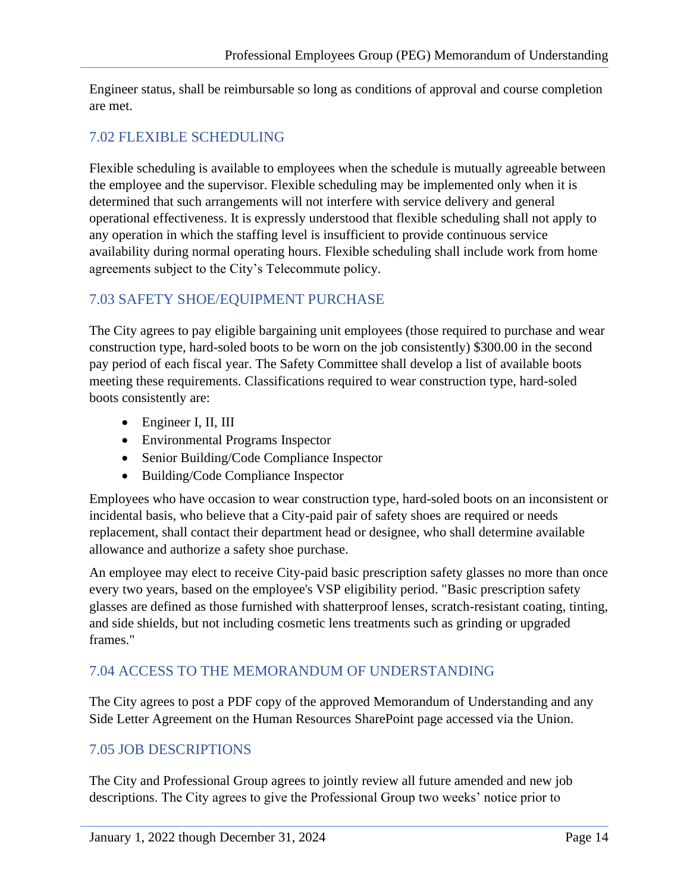Engineer status, shall be reimbursable so long as conditions of approval and course completion are met.

## 7.02 FLEXIBLE SCHEDULING

Flexible scheduling is available to employees when the schedule is mutually agreeable between the employee and the supervisor. Flexible scheduling may be implemented only when it is determined that such arrangements will not interfere with service delivery and general operational effectiveness. It is expressly understood that flexible scheduling shall not apply to any operation in which the staffing level is insufficient to provide continuous service availability during normal operating hours. Flexible scheduling shall include work from home agreements subject to the City's Telecommute policy.

## 7.03 SAFETY SHOE/EQUIPMENT PURCHASE

The City agrees to pay eligible bargaining unit employees (those required to purchase and wear construction type, hard-soled boots to be worn on the job consistently) $300.00 in the second pay period of each fiscal year. The Safety Committee shall develop a list of available boots meeting these requirements. Classifications required to wear construction type, hard-soled boots consistently are:

- Engineer I, II, III
- Environmental Programs Inspector
- Senior Building/Code Compliance Inspector
- Building/Code Compliance Inspector

Employees who have occasion to wear construction type, hard-soled boots on an inconsistent or incidental basis, who believe that a City-paid pair of safety shoes are required or needs replacement, shall contact their department head or designee, who shall determine available allowance and authorize a safety shoe purchase.

An employee may elect to receive City-paid basic prescription safety glasses no more than once every two years, based on the employee's VSP eligibility period. "Basic prescription safety glasses are defined as those furnished with shatterproof lenses, scratch-resistant coating, tinting, and side shields, but not including cosmetic lens treatments such as grinding or upgraded frames."

## 7.04 ACCESS TO THE MEMORANDUM OF UNDERSTANDING

The City agrees to post a PDF copy of the approved Memorandum of Understanding and any Side Letter Agreement on the Human Resources SharePoint page accessed via the Union.

## 7.05 JOB DESCRIPTIONS

The City and Professional Group agrees to jointly review all future amended and new job descriptions. The City agrees to give the Professional Group two weeks' notice prior to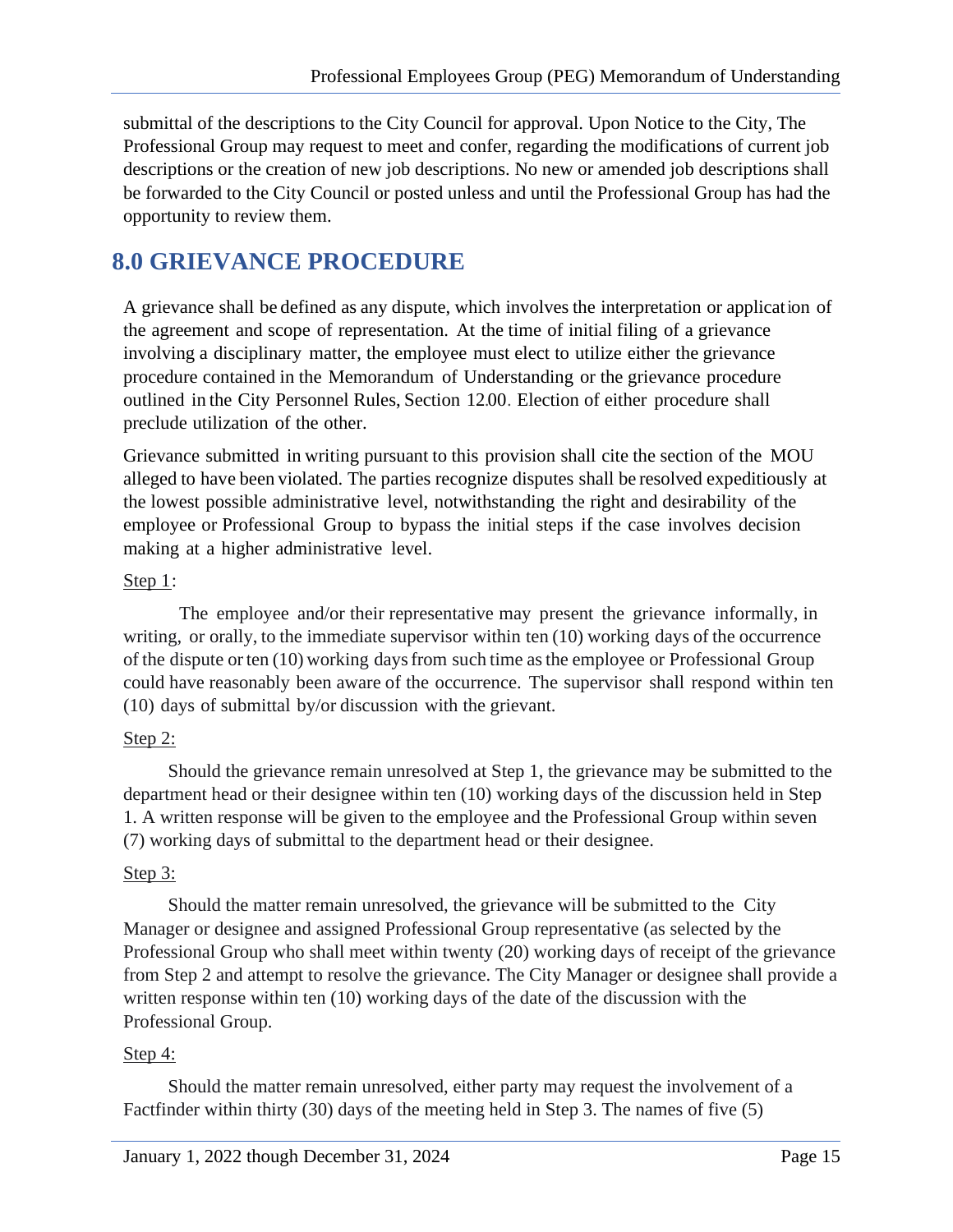submittal of the descriptions to the City Council for approval. Upon Notice to the City, The Professional Group may request to meet and confer, regarding the modifications of current job descriptions or the creation of new job descriptions. No new or amended job descriptions shall be forwarded to the City Council or posted unless and until the Professional Group has had the opportunity to review them.

## 8.0 GRIEVANCE PROCEDURE

A grievance shall be defined as any dispute, which involves the interpretation or application of the agreement and scope of representation. At the time of initial filing of a grievance involving a disciplinary matter, the employee must elect to utilize either the grievance procedure contained in the Memorandum of Understanding or the grievance procedure outlined in the City Personnel Rules, Section 12.00. Election of either procedure shall preclude utilization of the other.

Grievance submitted in writing pursuant to this provision shall cite the section of the MOU alleged to have been violated. The parties recognize disputes shall be resolved expeditiously at the lowest possible administrative level, notwithstanding the right and desirability of the employee or Professional Group to bypass the initial steps if the case involves decision making at a higher administrative level.

Step 1:

The employee and/or their representative may present the grievance informally, in writing, or orally, to the immediate supervisor within ten (10) working days of the occurrence of the dispute or ten (10) working days from such time as the employee or Professional Group could have reasonably been aware of the occurrence. The supervisor shall respond within ten (10) days of submittal by/or discussion with the grievant.

Step 2:

Should the grievance remain unresolved at Step 1, the grievance may be submitted to the department head or their designee within ten (10) working days of the discussion held in Step 1. A written response will be given to the employee and the Professional Group within seven (7) working days of submittal to the department head or their designee.

Step 3:

Should the matter remain unresolved, the grievance will be submitted to the City Manager or designee and assigned Professional Group representative (as selected by the Professional Group who shall meet within twenty (20) working days of receipt of the grievance from Step 2 and attempt to resolve the grievance. The City Manager or designee shall provide a written response within ten (10) working days of the date of the discussion with the Professional Group.

Step 4:

Should the matter remain unresolved, either party may request the involvement of a Factfinder within thirty (30) days of the meeting held in Step 3. The names of five (5)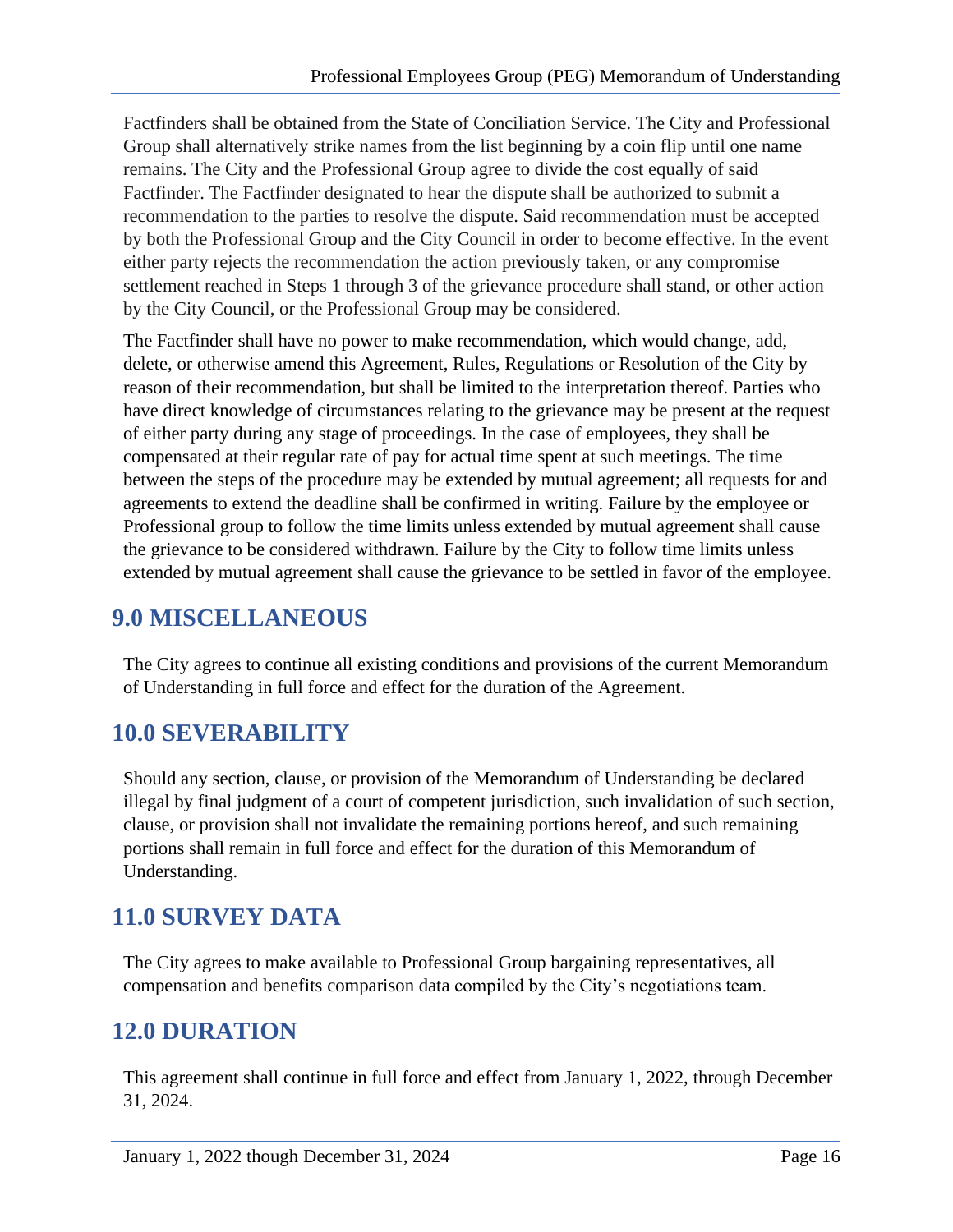Factfinders shall be obtained from the State of Conciliation Service. The City and Professional Group shall alternatively strike names from the list beginning by a coin flip until one name remains. The City and the Professional Group agree to divide the cost equally of said Factfinder. The Factfinder designated to hear the dispute shall be authorized to submit a recommendation to the parties to resolve the dispute. Said recommendation must be accepted by both the Professional Group and the City Council in order to become effective. In the event either party rejects the recommendation the action previously taken, or any compromise settlement reached in Steps 1 through 3 of the grievance procedure shall stand, or other action by the City Council, or the Professional Group may be considered.

The Factfinder shall have no power to make recommendation, which would change, add, delete, or otherwise amend this Agreement, Rules, Regulations or Resolution of the City by reason of their recommendation, but shall be limited to the interpretation thereof. Parties who have direct knowledge of circumstances relating to the grievance may be present at the request of either party during any stage of proceedings. In the case of employees, they shall be compensated at their regular rate of pay for actual time spent at such meetings. The time between the steps of the procedure may be extended by mutual agreement; all requests for and agreements to extend the deadline shall be confirmed in writing. Failure by the employee or Professional group to follow the time limits unless extended by mutual agreement shall cause the grievance to be considered withdrawn. Failure by the City to follow time limits unless extended by mutual agreement shall cause the grievance to be settled in favor of the employee.

## 9.0 MISCELLANEOUS

The City agrees to continue all existing conditions and provisions of the current Memorandum of Understanding in full force and effect for the duration of the Agreement.

## 10.0 SEVERABILITY

Should any section, clause, or provision of the Memorandum of Understanding be declared illegal by final judgment of a court of competent jurisdiction, such invalidation of such section, clause, or provision shall not invalidate the remaining portions hereof, and such remaining portions shall remain in full force and effect for the duration of this Memorandum of Understanding.

## 11.0 SURVEY DATA

The City agrees to make available to Professional Group bargaining representatives, all compensation and benefits comparison data compiled by the City's negotiations team.

## 12.0 DURATION

This agreement shall continue in full force and effect from January 1, 2022, through December 31, 2024.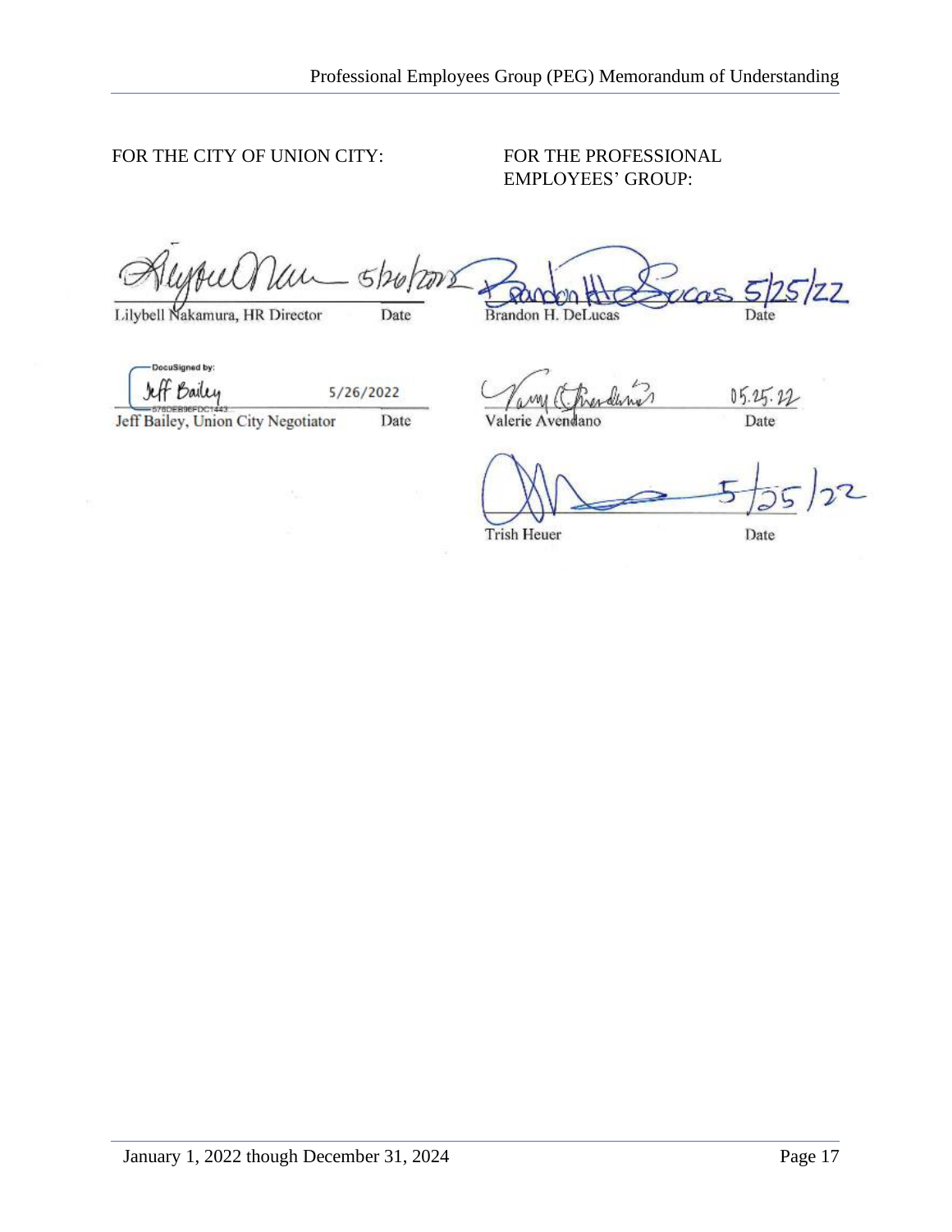FOR THE CITY OF UNION CITY:

| Name | Date |
| --- | --- |
| Lilybell Nakamura, HR Director | 5/26/2022 |
| Jeff Bailey, Union City Negotiator | 5/26/2022 |

DocuSigned by: Jeff Bailey
578DEB96FDC1443...

FOR THE PROFESSIONAL EMPLOYEES' GROUP:

| Name | Date |
| --- | --- |
| Brandon H. DeLucas | 5/25/22 |
| Valerie Avendano | 05.25.22 |
| Trish Heuer | 5/25/22 |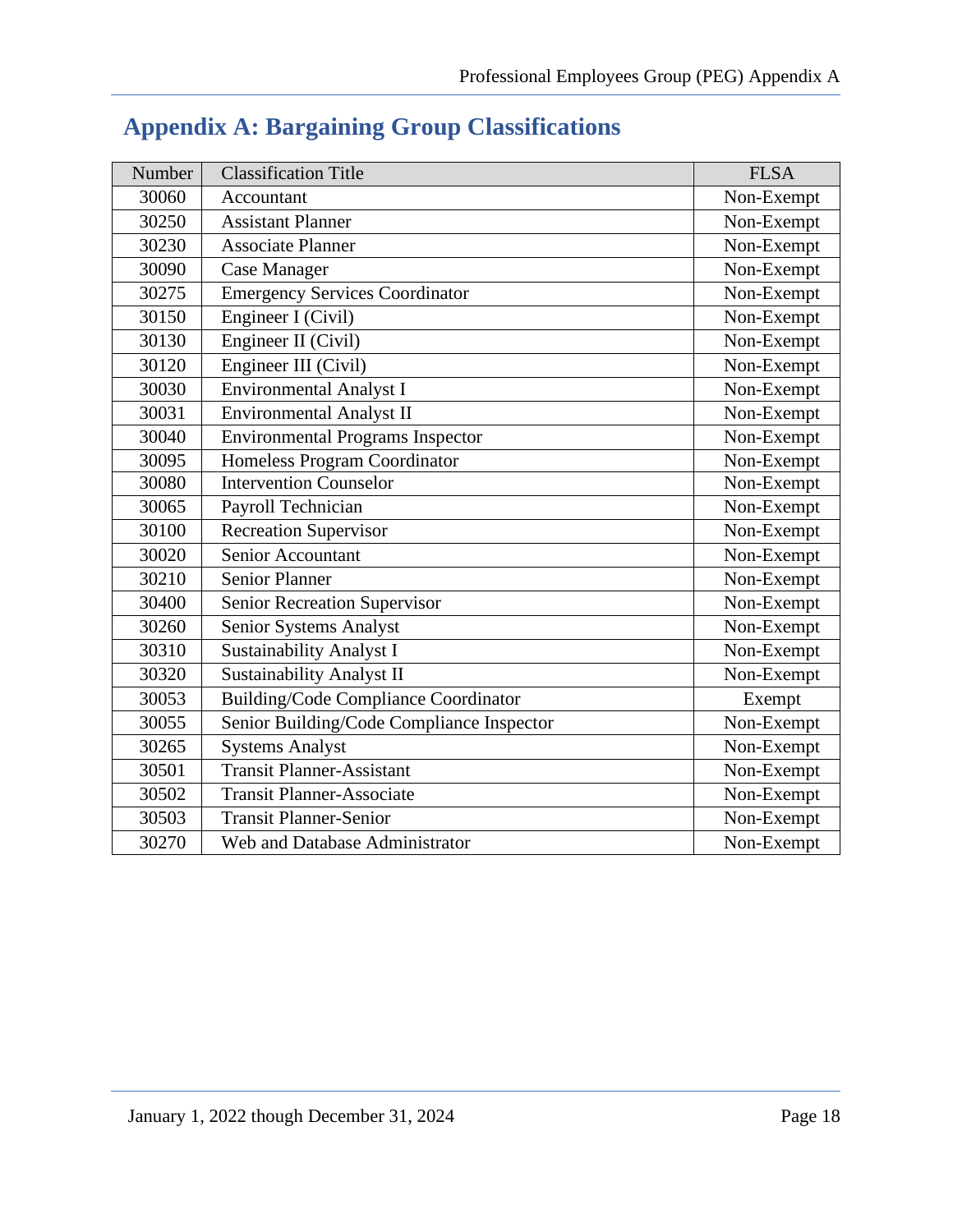# Appendix A: Bargaining Group Classifications

| Number | Classification Title | FLSA |
|---|---|---|
| 30060 | Accountant | Non-Exempt |
| 30250 | Assistant Planner | Non-Exempt |
| 30230 | Associate Planner | Non-Exempt |
| 30090 | Case Manager | Non-Exempt |
| 30275 | Emergency Services Coordinator | Non-Exempt |
| 30150 | Engineer I (Civil) | Non-Exempt |
| 30130 | Engineer II (Civil) | Non-Exempt |
| 30120 | Engineer III (Civil) | Non-Exempt |
| 30030 | Environmental Analyst I | Non-Exempt |
| 30031 | Environmental Analyst II | Non-Exempt |
| 30040 | Environmental Programs Inspector | Non-Exempt |
| 30095 | Homeless Program Coordinator | Non-Exempt |
| 30080 | Intervention Counselor | Non-Exempt |
| 30065 | Payroll Technician | Non-Exempt |
| 30100 | Recreation Supervisor | Non-Exempt |
| 30020 | Senior Accountant | Non-Exempt |
| 30210 | Senior Planner | Non-Exempt |
| 30400 | Senior Recreation Supervisor | Non-Exempt |
| 30260 | Senior Systems Analyst | Non-Exempt |
| 30310 | Sustainability Analyst I | Non-Exempt |
| 30320 | Sustainability Analyst II | Non-Exempt |
| 30053 | Building/Code Compliance Coordinator | Exempt |
| 30055 | Senior Building/Code Compliance Inspector | Non-Exempt |
| 30265 | Systems Analyst | Non-Exempt |
| 30501 | Transit Planner-Assistant | Non-Exempt |
| 30502 | Transit Planner-Associate | Non-Exempt |
| 30503 | Transit Planner-Senior | Non-Exempt |
| 30270 | Web and Database Administrator | Non-Exempt |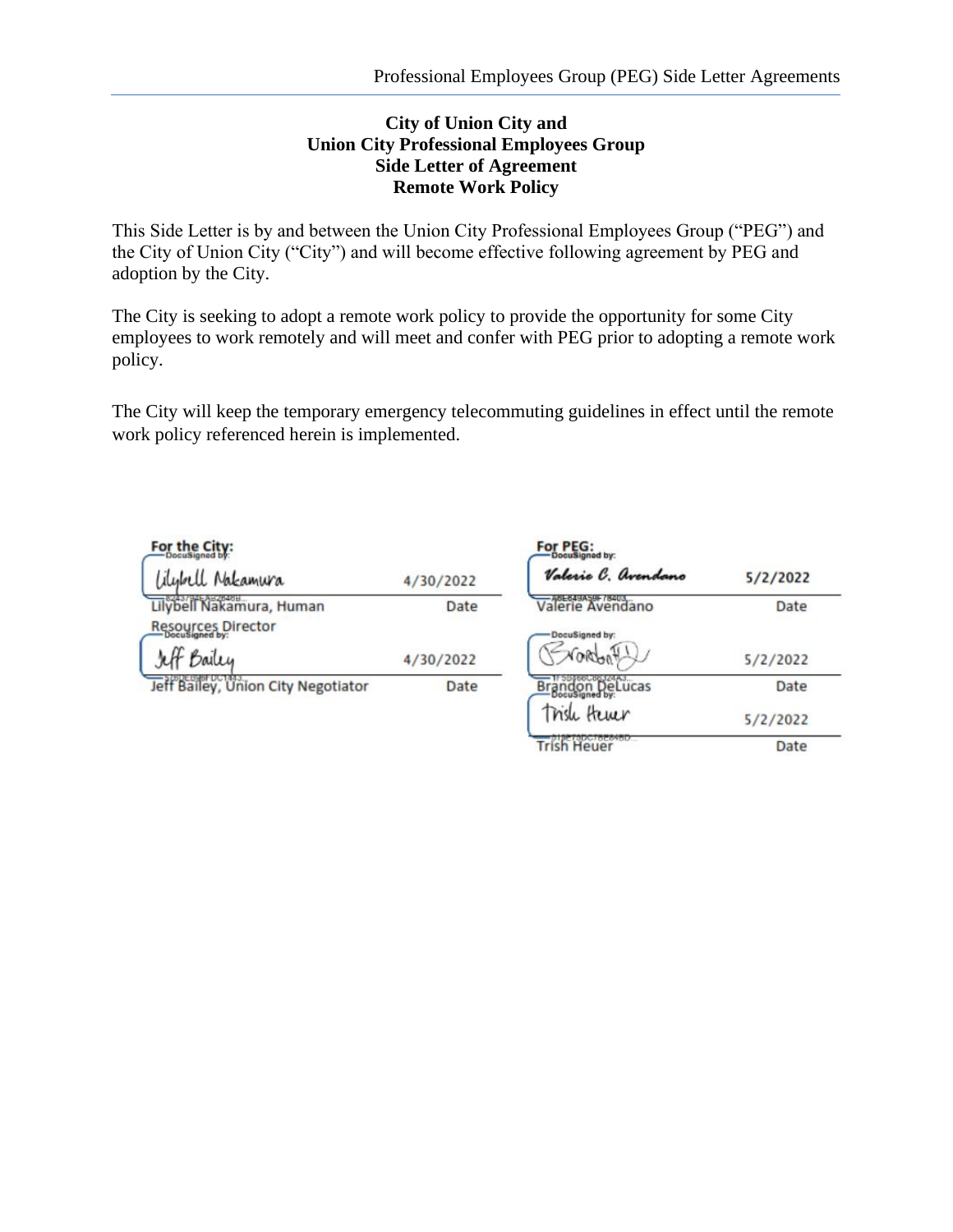**City of Union City and**
**Union City Professional Employees Group**
**Side Letter of Agreement**
**Remote Work Policy**

This Side Letter is by and between the Union City Professional Employees Group ("PEG") and the City of Union City ("City") and will become effective following agreement by PEG and adoption by the City.

The City is seeking to adopt a remote work policy to provide the opportunity for some City employees to work remotely and will meet and confer with PEG prior to adopting a remote work policy.

The City will keep the temporary emergency telecommuting guidelines in effect until the remote work policy referenced herein is implemented.

**For the City:**

Lilybell Nakamura — 4/30/2022
Lilybell Nakamura, Human Resources Director — Date

Jeff Bailey — 4/30/2022
Jeff Bailey, Union City Negotiator — Date

**For PEG:**

Valerie C. Avendano — 5/2/2022
Valerie Avendano — Date

5/2/2022
Brandon DeLucas — Date

Trish Heuer — 5/2/2022
Trish Heuer — Date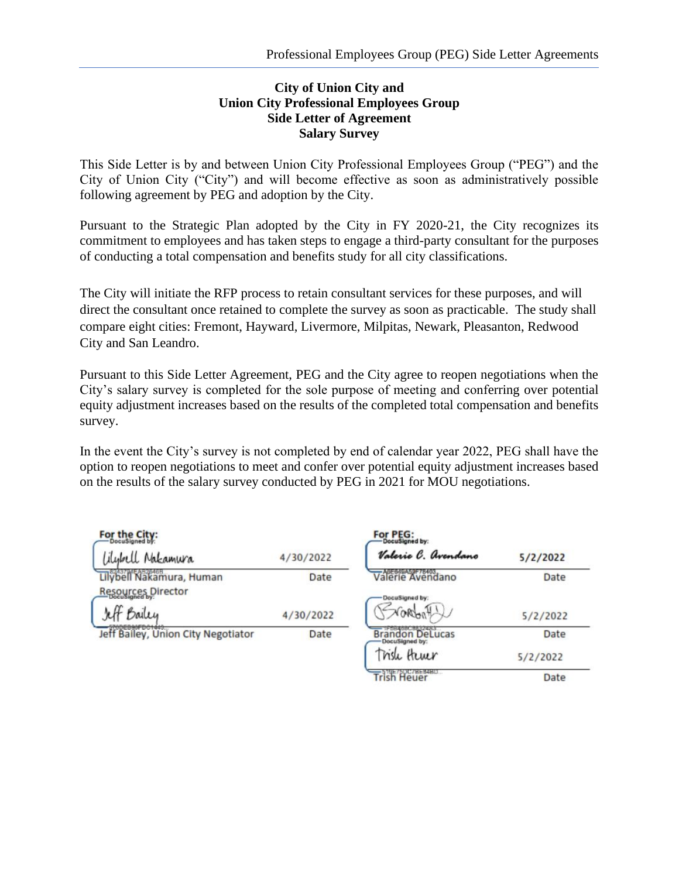**City of Union City and**
**Union City Professional Employees Group**
**Side Letter of Agreement**
**Salary Survey**

This Side Letter is by and between Union City Professional Employees Group ("PEG") and the City of Union City ("City") and will become effective as soon as administratively possible following agreement by PEG and adoption by the City.

Pursuant to the Strategic Plan adopted by the City in FY 2020-21, the City recognizes its commitment to employees and has taken steps to engage a third-party consultant for the purposes of conducting a total compensation and benefits study for all city classifications.

The City will initiate the RFP process to retain consultant services for these purposes, and will direct the consultant once retained to complete the survey as soon as practicable. The study shall compare eight cities: Fremont, Hayward, Livermore, Milpitas, Newark, Pleasanton, Redwood City and San Leandro.

Pursuant to this Side Letter Agreement, PEG and the City agree to reopen negotiations when the City's salary survey is completed for the sole purpose of meeting and conferring over potential equity adjustment increases based on the results of the completed total compensation and benefits survey.

In the event the City's survey is not completed by end of calendar year 2022, PEG shall have the option to reopen negotiations to meet and confer over potential equity adjustment increases based on the results of the salary survey conducted by PEG in 2021 for MOU negotiations.

**For the City:**

Lilybell Nakamura — 4/30/2022
Lilybell Nakamura, Human Resources Director — Date

Jeff Bailey — 4/30/2022
Jeff Bailey, Union City Negotiator — Date

**For PEG:**

Valerie C. Avendano — 5/2/2022
Valerie Avendano — Date

5/2/2022
Brandon DeLucas — Date

Trish Heuer — 5/2/2022
Trish Heuer — Date